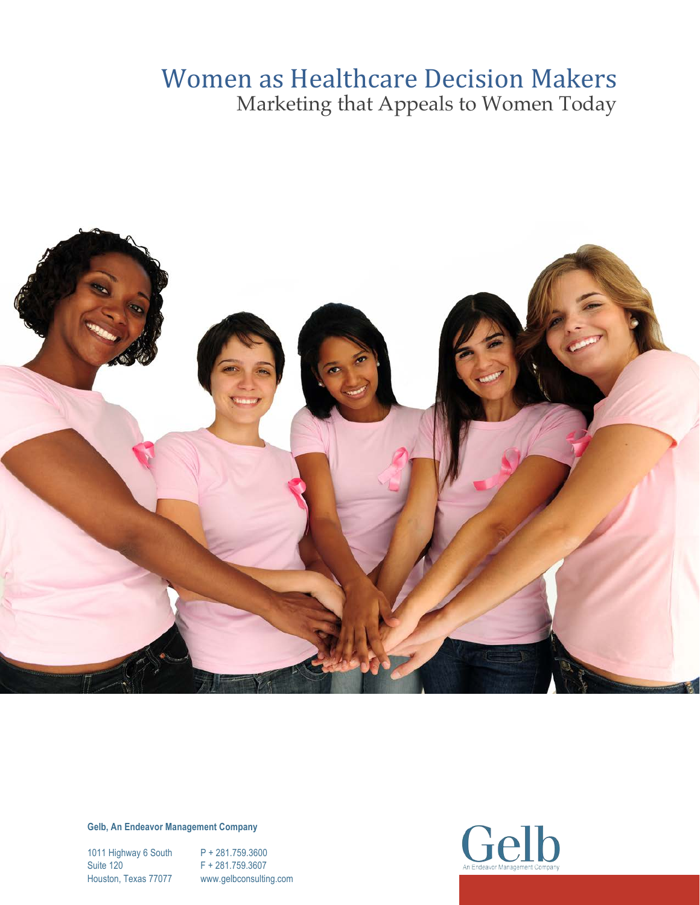# Women as Healthcare Decision Makers

## Marketing that Appeals to Women Today

**Gelb, An Endeavor Management Company**

1011 Highway 6 South
Suite 120
Houston, Texas 77077

P + 281.759.3600
F + 281.759.3607
www.gelbconsulting.com

Gelb
An Endeavor Management Company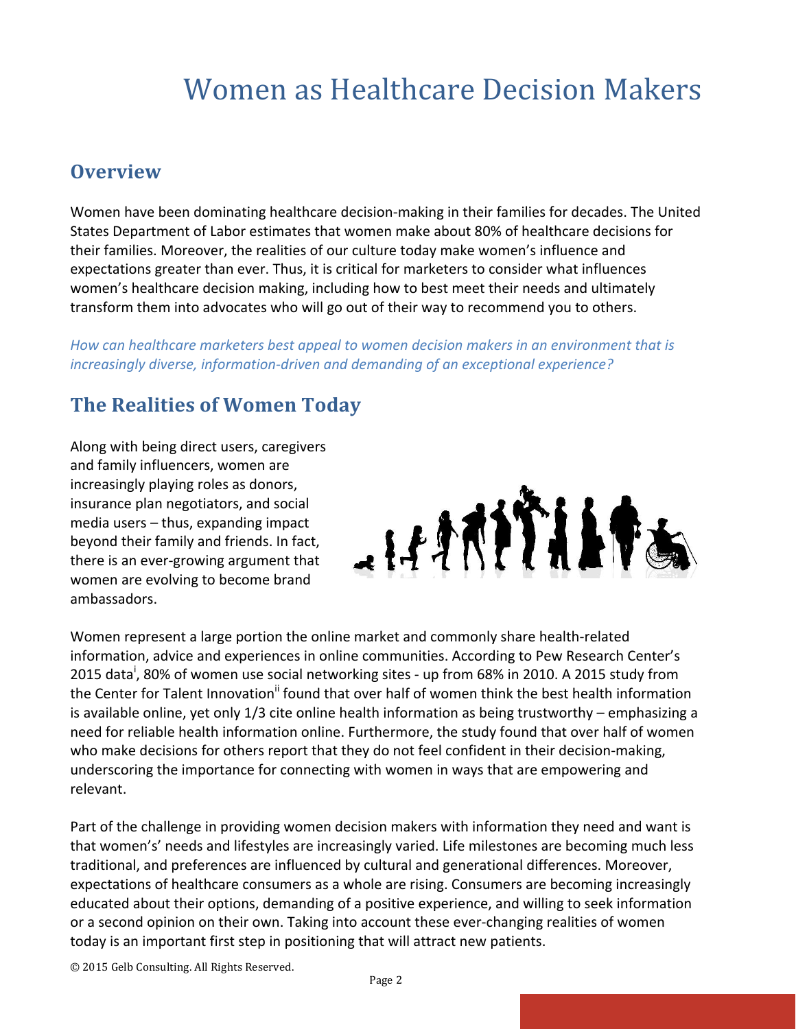# Women as Healthcare Decision Makers

## Overview

Women have been dominating healthcare decision-making in their families for decades. The United States Department of Labor estimates that women make about 80% of healthcare decisions for their families. Moreover, the realities of our culture today make women's influence and expectations greater than ever. Thus, it is critical for marketers to consider what influences women's healthcare decision making, including how to best meet their needs and ultimately transform them into advocates who will go out of their way to recommend you to others.

*How can healthcare marketers best appeal to women decision makers in an environment that is increasingly diverse, information-driven and demanding of an exceptional experience?*

## The Realities of Women Today

Along with being direct users, caregivers and family influencers, women are increasingly playing roles as donors, insurance plan negotiators, and social media users – thus, expanding impact beyond their family and friends. In fact, there is an ever-growing argument that women are evolving to become brand ambassadors.

Women represent a large portion the online market and commonly share health-related information, advice and experiences in online communities. According to Pew Research Center's 2015 data[i], 80% of women use social networking sites - up from 68% in 2010. A 2015 study from the Center for Talent Innovation[ii] found that over half of women think the best health information is available online, yet only 1/3 cite online health information as being trustworthy – emphasizing a need for reliable health information online. Furthermore, the study found that over half of women who make decisions for others report that they do not feel confident in their decision-making, underscoring the importance for connecting with women in ways that are empowering and relevant.

Part of the challenge in providing women decision makers with information they need and want is that women's' needs and lifestyles are increasingly varied. Life milestones are becoming much less traditional, and preferences are influenced by cultural and generational differences. Moreover, expectations of healthcare consumers as a whole are rising. Consumers are becoming increasingly educated about their options, demanding of a positive experience, and willing to seek information or a second opinion on their own. Taking into account these ever-changing realities of women today is an important first step in positioning that will attract new patients.

© 2015 Gelb Consulting. All Rights Reserved.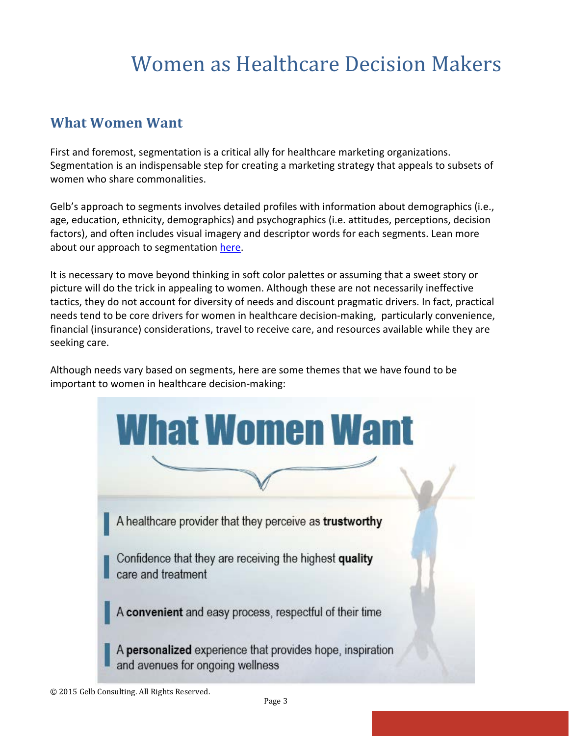# Women as Healthcare Decision Makers

## What Women Want

First and foremost, segmentation is a critical ally for healthcare marketing organizations. Segmentation is an indispensable step for creating a marketing strategy that appeals to subsets of women who share commonalities.

Gelb's approach to segments involves detailed profiles with information about demographics (i.e., age, education, ethnicity, demographics) and psychographics (i.e. attitudes, perceptions, decision factors), and often includes visual imagery and descriptor words for each segments. Lean more about our approach to segmentation here.

It is necessary to move beyond thinking in soft color palettes or assuming that a sweet story or picture will do the trick in appealing to women. Although these are not necessarily ineffective tactics, they do not account for diversity of needs and discount pragmatic drivers. In fact, practical needs tend to be core drivers for women in healthcare decision-making, particularly convenience, financial (insurance) considerations, travel to receive care, and resources available while they are seeking care.

Although needs vary based on segments, here are some themes that we have found to be important to women in healthcare decision-making:

### What Women Want

- A healthcare provider that they perceive as **trustworthy**
- Confidence that they are receiving the highest **quality** care and treatment
- A **convenient** and easy process, respectful of their time
- A **personalized** experience that provides hope, inspiration and avenues for ongoing wellness

© 2015 Gelb Consulting. All Rights Reserved.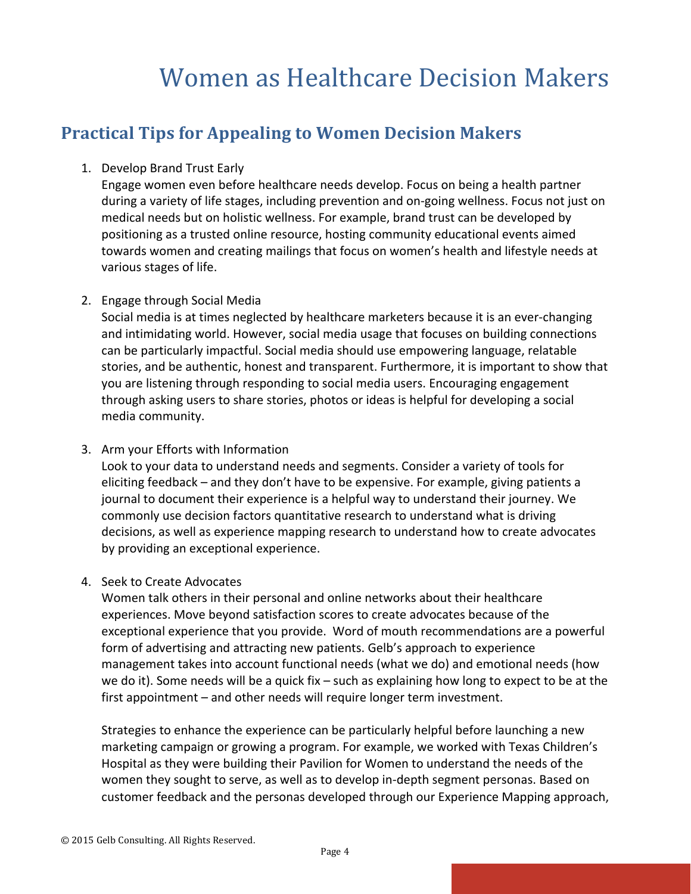# Women as Healthcare Decision Makers

## Practical Tips for Appealing to Women Decision Makers

1. Develop Brand Trust Early
   Engage women even before healthcare needs develop. Focus on being a health partner during a variety of life stages, including prevention and on-going wellness. Focus not just on medical needs but on holistic wellness. For example, brand trust can be developed by positioning as a trusted online resource, hosting community educational events aimed towards women and creating mailings that focus on women's health and lifestyle needs at various stages of life.

2. Engage through Social Media
   Social media is at times neglected by healthcare marketers because it is an ever-changing and intimidating world. However, social media usage that focuses on building connections can be particularly impactful. Social media should use empowering language, relatable stories, and be authentic, honest and transparent. Furthermore, it is important to show that you are listening through responding to social media users. Encouraging engagement through asking users to share stories, photos or ideas is helpful for developing a social media community.

3. Arm your Efforts with Information
   Look to your data to understand needs and segments. Consider a variety of tools for eliciting feedback – and they don't have to be expensive. For example, giving patients a journal to document their experience is a helpful way to understand their journey. We commonly use decision factors quantitative research to understand what is driving decisions, as well as experience mapping research to understand how to create advocates by providing an exceptional experience.

4. Seek to Create Advocates
   Women talk others in their personal and online networks about their healthcare experiences. Move beyond satisfaction scores to create advocates because of the exceptional experience that you provide. Word of mouth recommendations are a powerful form of advertising and attracting new patients. Gelb's approach to experience management takes into account functional needs (what we do) and emotional needs (how we do it). Some needs will be a quick fix – such as explaining how long to expect to be at the first appointment – and other needs will require longer term investment.

   Strategies to enhance the experience can be particularly helpful before launching a new marketing campaign or growing a program. For example, we worked with Texas Children's Hospital as they were building their Pavilion for Women to understand the needs of the women they sought to serve, as well as to develop in-depth segment personas. Based on customer feedback and the personas developed through our Experience Mapping approach,

© 2015 Gelb Consulting. All Rights Reserved.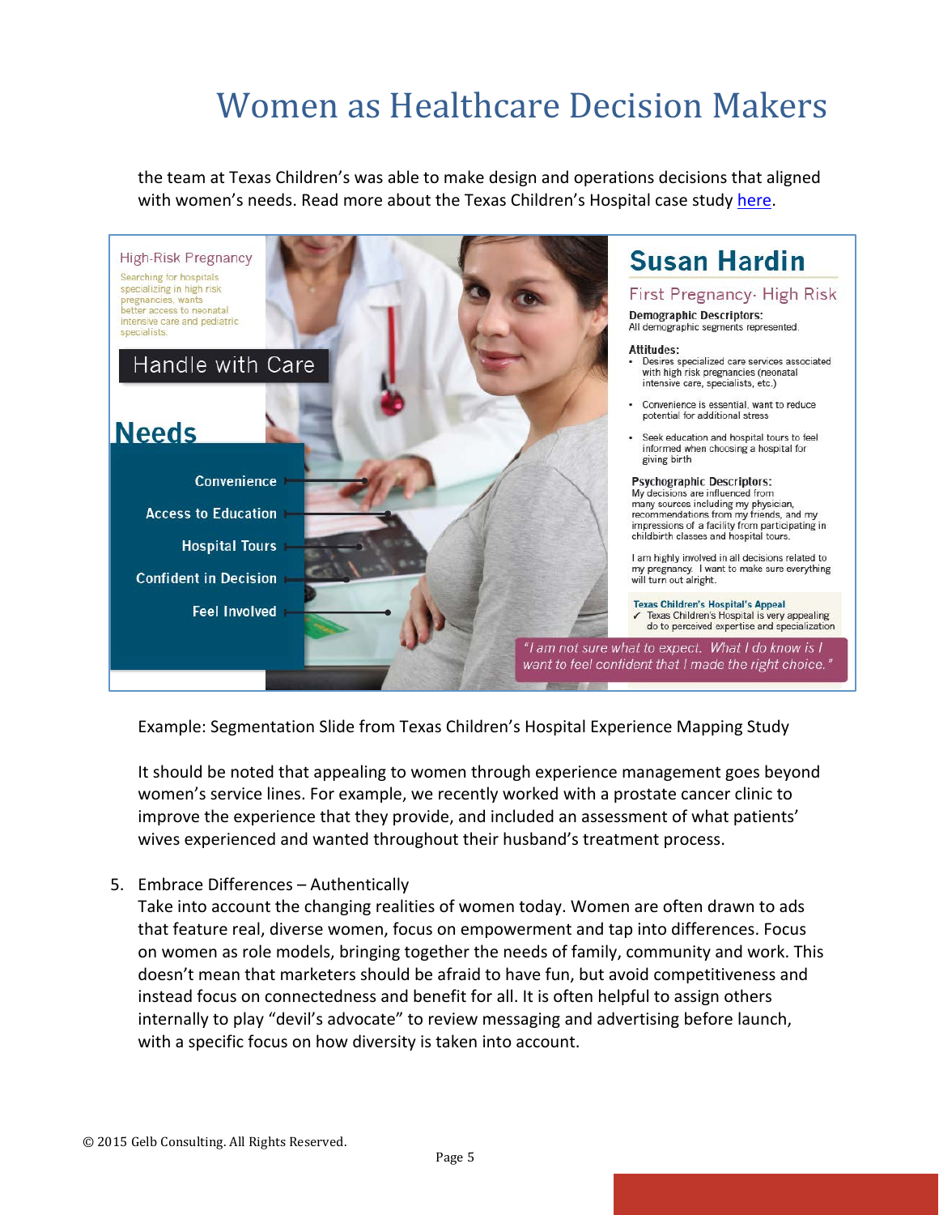the team at Texas Children's was able to make design and operations decisions that aligned with women's needs. Read more about the Texas Children's Hospital case study here.

**High-Risk Pregnancy**

Searching for hospitals specializing in high risk pregnancies, wants better access to neonatal intensive care and pediatric specialists.

**Handle with Care**

**Needs**

- Convenience
- Access to Education
- Hospital Tours
- Confident in Decision
- Feel Involved

## Susan Hardin

**First Pregnancy- High Risk**

**Demographic Descriptors:**
All demographic segments represented.

**Attitudes:**

- Desires specialized care services associated with high risk pregnancies (neonatal intensive care, specialists, etc.)
- Convenience is essential, want to reduce potential for additional stress
- Seek education and hospital tours to feel informed when choosing a hospital for giving birth

**Psychographic Descriptors:**
My decisions are influenced from many sources including my physician, recommendations from my friends, and my impressions of a facility from participating in childbirth classes and hospital tours.

I am highly involved in all decisions related to my pregnancy. I want to make sure everything will turn out alright.

**Texas Children's Hospital's Appeal**
✓ Texas Children's Hospital is very appealing do to perceived expertise and specialization

*"I am not sure what to expect. What I do know is I want to feel confident that I made the right choice."*

Example: Segmentation Slide from Texas Children's Hospital Experience Mapping Study

It should be noted that appealing to women through experience management goes beyond women's service lines. For example, we recently worked with a prostate cancer clinic to improve the experience that they provide, and included an assessment of what patients' wives experienced and wanted throughout their husband's treatment process.

5. Embrace Differences – Authentically
   Take into account the changing realities of women today. Women are often drawn to ads that feature real, diverse women, focus on empowerment and tap into differences. Focus on women as role models, bringing together the needs of family, community and work. This doesn't mean that marketers should be afraid to have fun, but avoid competitiveness and instead focus on connectedness and benefit for all. It is often helpful to assign others internally to play "devil's advocate" to review messaging and advertising before launch, with a specific focus on how diversity is taken into account.

© 2015 Gelb Consulting. All Rights Reserved.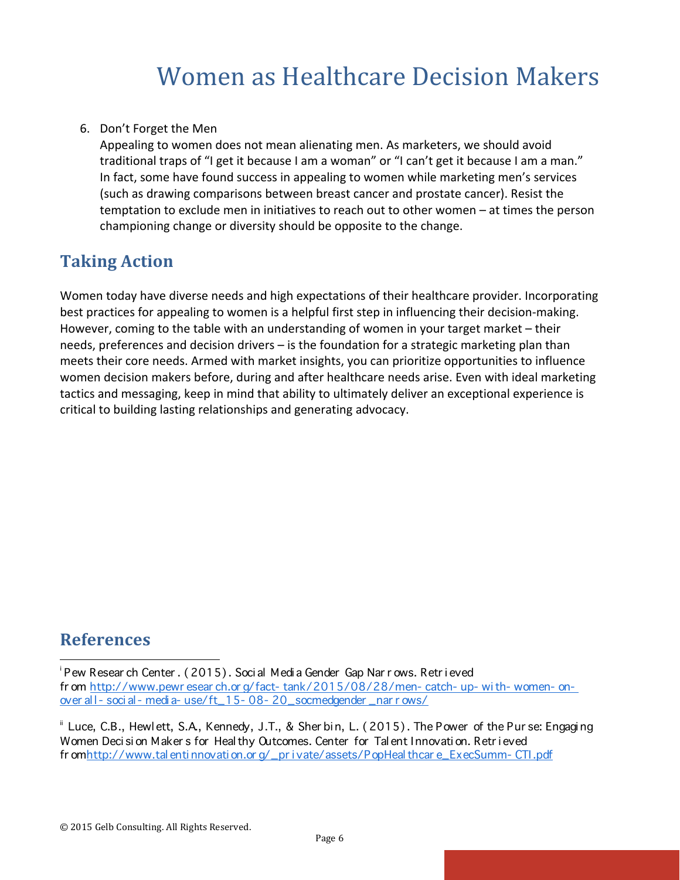6. Don't Forget the Men
   Appealing to women does not mean alienating men. As marketers, we should avoid traditional traps of "I get it because I am a woman" or "I can't get it because I am a man." In fact, some have found success in appealing to women while marketing men's services (such as drawing comparisons between breast cancer and prostate cancer). Resist the temptation to exclude men in initiatives to reach out to other women – at times the person championing change or diversity should be opposite to the change.

## Taking Action

Women today have diverse needs and high expectations of their healthcare provider. Incorporating best practices for appealing to women is a helpful first step in influencing their decision-making. However, coming to the table with an understanding of women in your target market – their needs, preferences and decision drivers – is the foundation for a strategic marketing plan than meets their core needs. Armed with market insights, you can prioritize opportunities to influence women decision makers before, during and after healthcare needs arise. Even with ideal marketing tactics and messaging, keep in mind that ability to ultimately deliver an exceptional experience is critical to building lasting relationships and generating advocacy.

## References

[i] Pew Research Center. (2015). Social Media Gender Gap Narrows. Retrieved from http://www.pewresearch.org/fact-tank/2015/08/28/men-catch-up-with-women-on-overall-social-media-use/ft_15-08-20_socmedgender_narrows/

[ii] Luce, C.B., Hewlett, S.A., Kennedy, J.T., & Sherbin, L. (2015). The Power of the Purse: Engaging Women Decision Makers for Healthy Outcomes. Center for Talent Innovation. Retrieved from http://www.talentinnovation.org/_private/assets/PopHealthcare_ExecSumm-CTI.pdf

© 2015 Gelb Consulting. All Rights Reserved.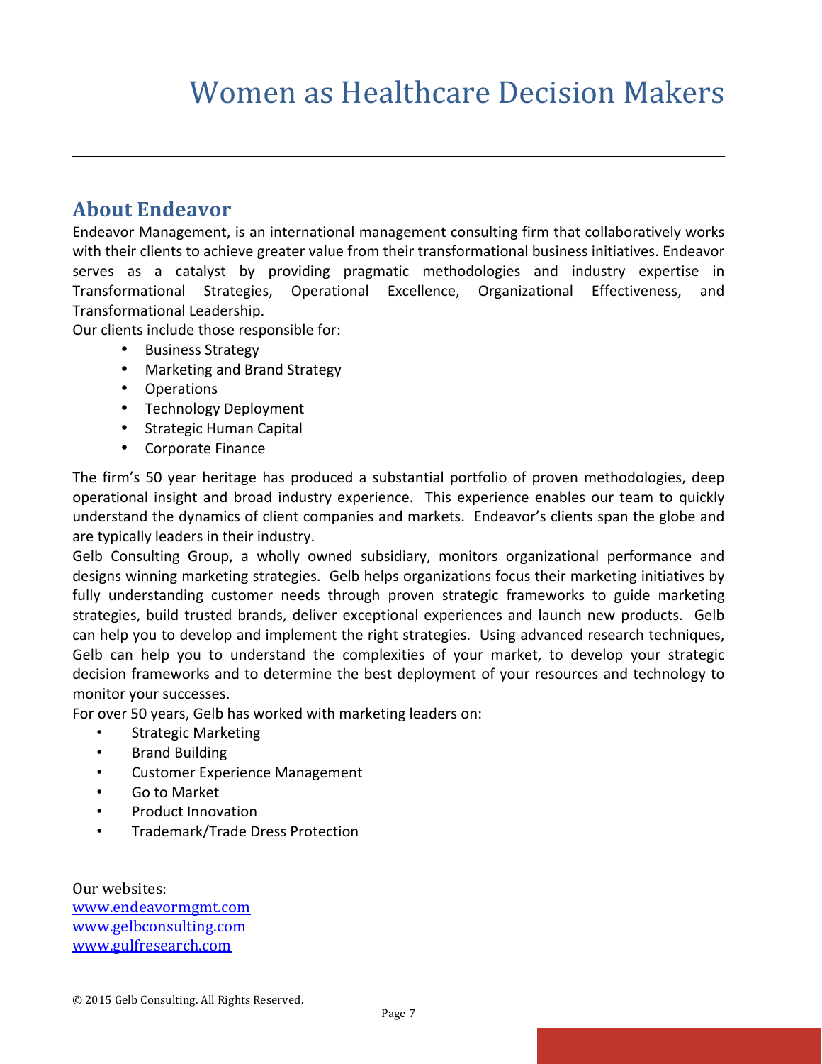## About Endeavor

Endeavor Management, is an international management consulting firm that collaboratively works with their clients to achieve greater value from their transformational business initiatives. Endeavor serves as a catalyst by providing pragmatic methodologies and industry expertise in Transformational Strategies, Operational Excellence, Organizational Effectiveness, and Transformational Leadership.

Our clients include those responsible for:

- Business Strategy
- Marketing and Brand Strategy
- Operations
- Technology Deployment
- Strategic Human Capital
- Corporate Finance

The firm's 50 year heritage has produced a substantial portfolio of proven methodologies, deep operational insight and broad industry experience. This experience enables our team to quickly understand the dynamics of client companies and markets. Endeavor's clients span the globe and are typically leaders in their industry.

Gelb Consulting Group, a wholly owned subsidiary, monitors organizational performance and designs winning marketing strategies. Gelb helps organizations focus their marketing initiatives by fully understanding customer needs through proven strategic frameworks to guide marketing strategies, build trusted brands, deliver exceptional experiences and launch new products. Gelb can help you to develop and implement the right strategies. Using advanced research techniques, Gelb can help you to understand the complexities of your market, to develop your strategic decision frameworks and to determine the best deployment of your resources and technology to monitor your successes.

For over 50 years, Gelb has worked with marketing leaders on:

- Strategic Marketing
- Brand Building
- Customer Experience Management
- Go to Market
- Product Innovation
- Trademark/Trade Dress Protection

Our websites:
www.endeavormgmt.com
www.gelbconsulting.com
www.gulfresearch.com

© 2015 Gelb Consulting. All Rights Reserved.